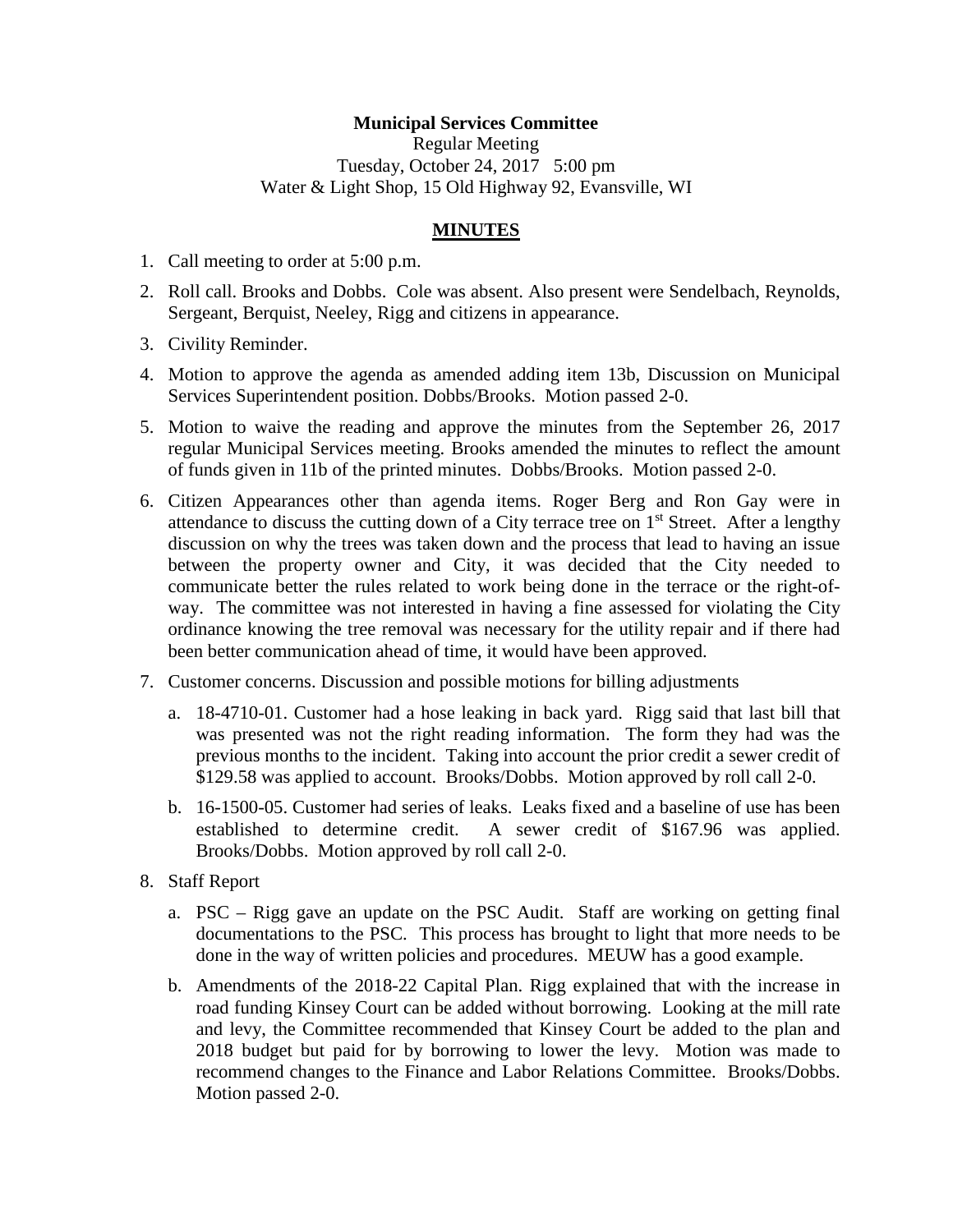**Municipal Services Committee**

Regular Meeting

Tuesday, October 24, 2017 5:00 pm

Water & Light Shop, 15 Old Highway 92, Evansville, WI

## MINUTES

1. Call meeting to order at 5:00 p.m.
2. Roll call. Brooks and Dobbs. Cole was absent. Also present were Sendelbach, Reynolds, Sergeant, Berquist, Neeley, Rigg and citizens in appearance.
3. Civility Reminder.
4. Motion to approve the agenda as amended adding item 13b, Discussion on Municipal Services Superintendent position. Dobbs/Brooks. Motion passed 2-0.
5. Motion to waive the reading and approve the minutes from the September 26, 2017 regular Municipal Services meeting. Brooks amended the minutes to reflect the amount of funds given in 11b of the printed minutes. Dobbs/Brooks. Motion passed 2-0.
6. Citizen Appearances other than agenda items. Roger Berg and Ron Gay were in attendance to discuss the cutting down of a City terrace tree on 1st Street. After a lengthy discussion on why the trees was taken down and the process that lead to having an issue between the property owner and City, it was decided that the City needed to communicate better the rules related to work being done in the terrace or the right-of-way. The committee was not interested in having a fine assessed for violating the City ordinance knowing the tree removal was necessary for the utility repair and if there had been better communication ahead of time, it would have been approved.
7. Customer concerns. Discussion and possible motions for billing adjustments
   a. 18-4710-01. Customer had a hose leaking in back yard. Rigg said that last bill that was presented was not the right reading information. The form they had was the previous months to the incident. Taking into account the prior credit a sewer credit of $129.58 was applied to account. Brooks/Dobbs. Motion approved by roll call 2-0.
   b. 16-1500-05. Customer had series of leaks. Leaks fixed and a baseline of use has been established to determine credit. A sewer credit of $167.96 was applied. Brooks/Dobbs. Motion approved by roll call 2-0.
8. Staff Report
   a. PSC – Rigg gave an update on the PSC Audit. Staff are working on getting final documentations to the PSC. This process has brought to light that more needs to be done in the way of written policies and procedures. MEUW has a good example.
   b. Amendments of the 2018-22 Capital Plan. Rigg explained that with the increase in road funding Kinsey Court can be added without borrowing. Looking at the mill rate and levy, the Committee recommended that Kinsey Court be added to the plan and 2018 budget but paid for by borrowing to lower the levy. Motion was made to recommend changes to the Finance and Labor Relations Committee. Brooks/Dobbs. Motion passed 2-0.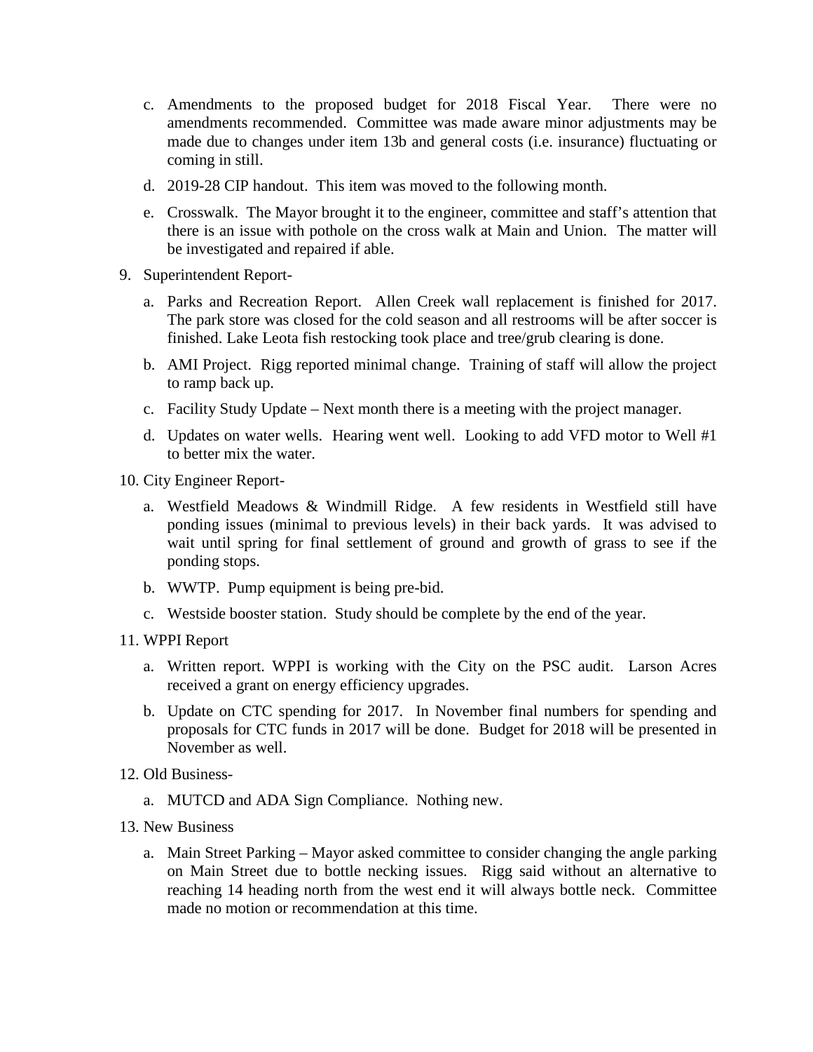c. Amendments to the proposed budget for 2018 Fiscal Year. There were no amendments recommended. Committee was made aware minor adjustments may be made due to changes under item 13b and general costs (i.e. insurance) fluctuating or coming in still.

d. 2019-28 CIP handout. This item was moved to the following month.

e. Crosswalk. The Mayor brought it to the engineer, committee and staff's attention that there is an issue with pothole on the cross walk at Main and Union. The matter will be investigated and repaired if able.

9. Superintendent Report-

   a. Parks and Recreation Report. Allen Creek wall replacement is finished for 2017. The park store was closed for the cold season and all restrooms will be after soccer is finished. Lake Leota fish restocking took place and tree/grub clearing is done.

   b. AMI Project. Rigg reported minimal change. Training of staff will allow the project to ramp back up.

   c. Facility Study Update – Next month there is a meeting with the project manager.

   d. Updates on water wells. Hearing went well. Looking to add VFD motor to Well #1 to better mix the water.

10. City Engineer Report-

    a. Westfield Meadows & Windmill Ridge. A few residents in Westfield still have ponding issues (minimal to previous levels) in their back yards. It was advised to wait until spring for final settlement of ground and growth of grass to see if the ponding stops.

    b. WWTP. Pump equipment is being pre-bid.

    c. Westside booster station. Study should be complete by the end of the year.

11. WPPI Report

    a. Written report. WPPI is working with the City on the PSC audit. Larson Acres received a grant on energy efficiency upgrades.

    b. Update on CTC spending for 2017. In November final numbers for spending and proposals for CTC funds in 2017 will be done. Budget for 2018 will be presented in November as well.

12. Old Business-

    a. MUTCD and ADA Sign Compliance. Nothing new.

13. New Business

    a. Main Street Parking – Mayor asked committee to consider changing the angle parking on Main Street due to bottle necking issues. Rigg said without an alternative to reaching 14 heading north from the west end it will always bottle neck. Committee made no motion or recommendation at this time.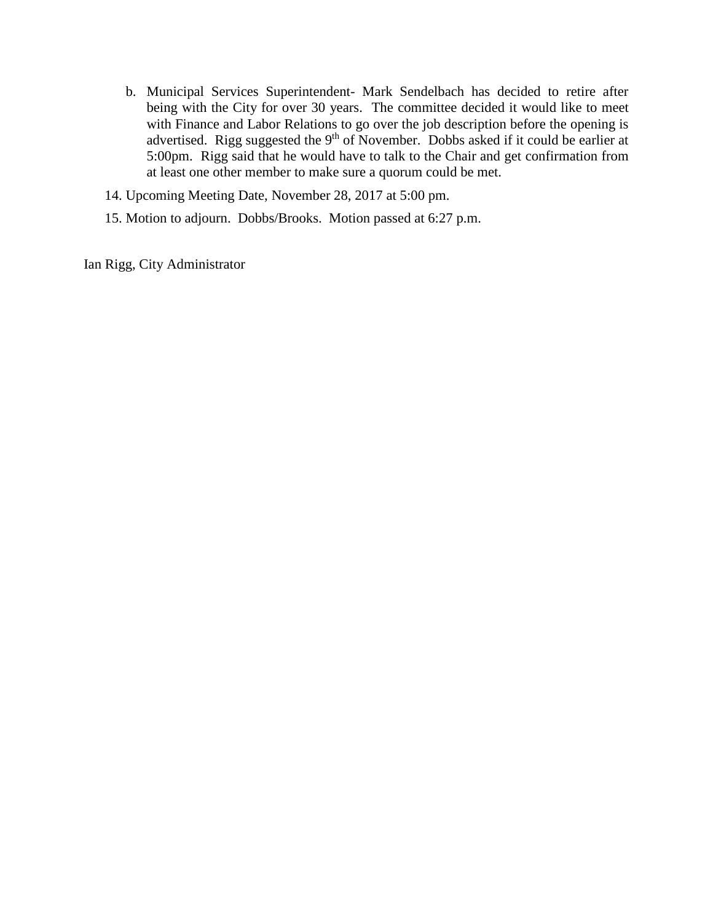b. Municipal Services Superintendent- Mark Sendelbach has decided to retire after being with the City for over 30 years. The committee decided it would like to meet with Finance and Labor Relations to go over the job description before the opening is advertised. Rigg suggested the 9th of November. Dobbs asked if it could be earlier at 5:00pm. Rigg said that he would have to talk to the Chair and get confirmation from at least one other member to make sure a quorum could be met.

14. Upcoming Meeting Date, November 28, 2017 at 5:00 pm.

15. Motion to adjourn. Dobbs/Brooks. Motion passed at 6:27 p.m.

Ian Rigg, City Administrator